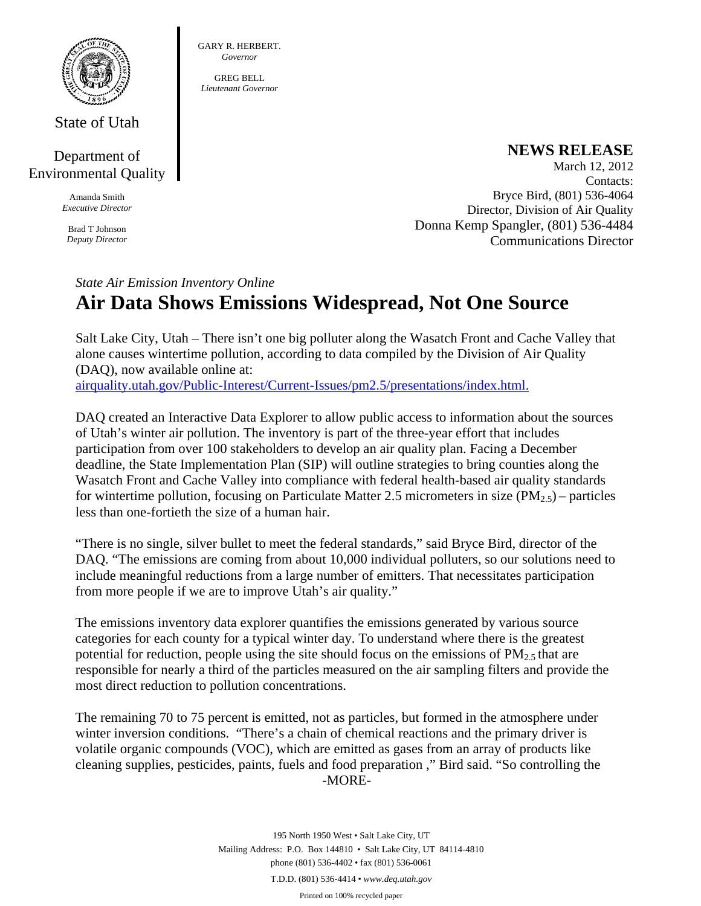GARY R. HERBERT.
*Governor*

GREG BELL
*Lieutenant Governor*

State of Utah

Department of Environmental Quality

Amanda Smith
*Executive Director*

Brad T Johnson
*Deputy Director*

**NEWS RELEASE**

March 12, 2012
Contacts:
Bryce Bird, (801) 536-4064
Director, Division of Air Quality
Donna Kemp Spangler, (801) 536-4484
Communications Director

*State Air Emission Inventory Online*

# Air Data Shows Emissions Widespread, Not One Source

Salt Lake City, Utah – There isn't one big polluter along the Wasatch Front and Cache Valley that alone causes wintertime pollution, according to data compiled by the Division of Air Quality (DAQ), now available online at:
airquality.utah.gov/Public-Interest/Current-Issues/pm2.5/presentations/index.html.

DAQ created an Interactive Data Explorer to allow public access to information about the sources of Utah's winter air pollution. The inventory is part of the three-year effort that includes participation from over 100 stakeholders to develop an air quality plan. Facing a December deadline, the State Implementation Plan (SIP) will outline strategies to bring counties along the Wasatch Front and Cache Valley into compliance with federal health-based air quality standards for wintertime pollution, focusing on Particulate Matter 2.5 micrometers in size ($PM_{2.5}$) – particles less than one-fortieth the size of a human hair.

"There is no single, silver bullet to meet the federal standards," said Bryce Bird, director of the DAQ. "The emissions are coming from about 10,000 individual polluters, so our solutions need to include meaningful reductions from a large number of emitters. That necessitates participation from more people if we are to improve Utah's air quality."

The emissions inventory data explorer quantifies the emissions generated by various source categories for each county for a typical winter day. To understand where there is the greatest potential for reduction, people using the site should focus on the emissions of $PM_{2.5}$ that are responsible for nearly a third of the particles measured on the air sampling filters and provide the most direct reduction to pollution concentrations.

The remaining 70 to 75 percent is emitted, not as particles, but formed in the atmosphere under winter inversion conditions. "There's a chain of chemical reactions and the primary driver is volatile organic compounds (VOC), which are emitted as gases from an array of products like cleaning supplies, pesticides, paints, fuels and food preparation ," Bird said. "So controlling the

-MORE-

195 North 1950 West • Salt Lake City, UT
Mailing Address: P.O. Box 144810 • Salt Lake City, UT 84114-4810
phone (801) 536-4402 • fax (801) 536-0061
T.D.D. (801) 536-4414 • *www.deq.utah.gov*
Printed on 100% recycled paper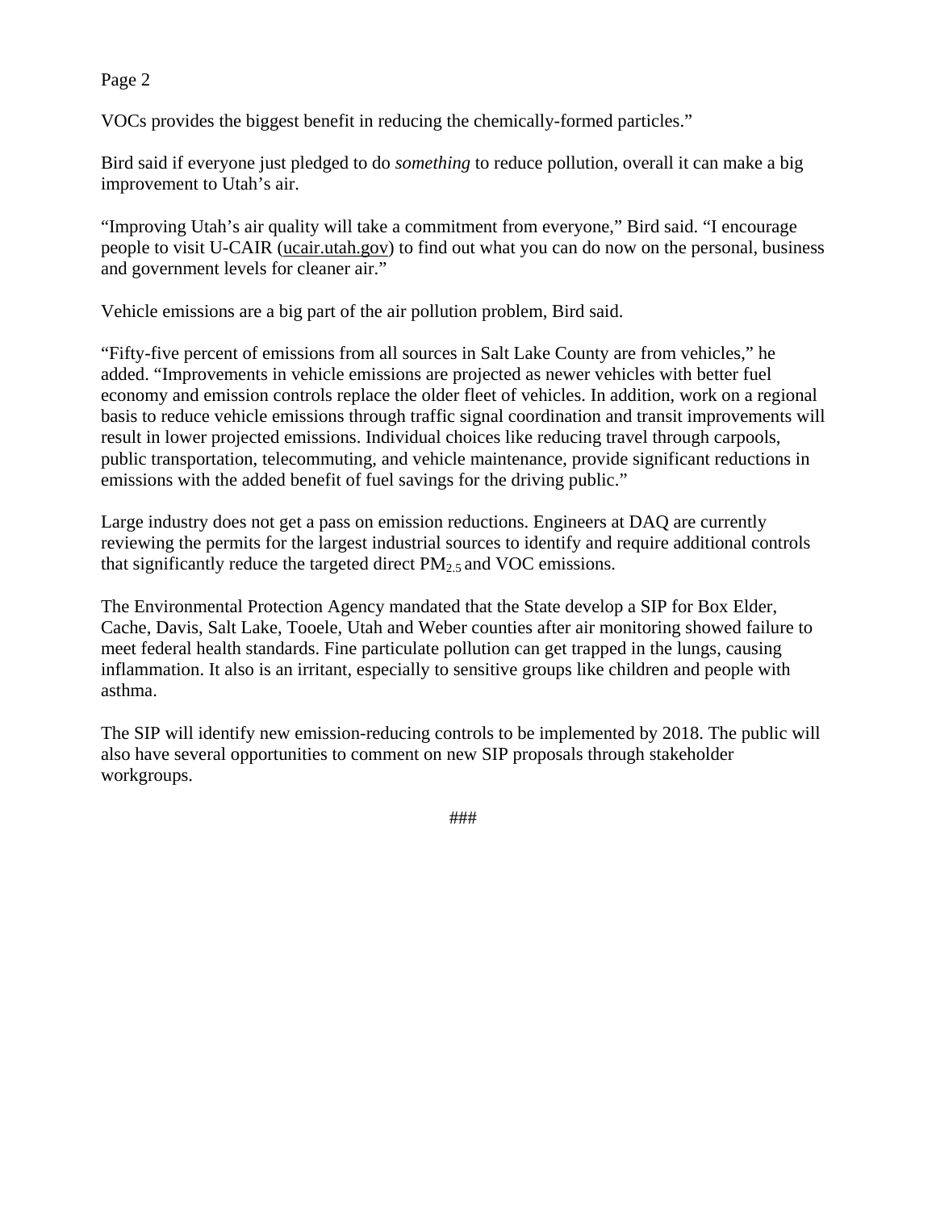VOCs provides the biggest benefit in reducing the chemically-formed particles."

Bird said if everyone just pledged to do *something* to reduce pollution, overall it can make a big improvement to Utah's air.

"Improving Utah's air quality will take a commitment from everyone," Bird said. "I encourage people to visit U-CAIR (ucair.utah.gov) to find out what you can do now on the personal, business and government levels for cleaner air."

Vehicle emissions are a big part of the air pollution problem, Bird said.

"Fifty-five percent of emissions from all sources in Salt Lake County are from vehicles," he added. "Improvements in vehicle emissions are projected as newer vehicles with better fuel economy and emission controls replace the older fleet of vehicles. In addition, work on a regional basis to reduce vehicle emissions through traffic signal coordination and transit improvements will result in lower projected emissions. Individual choices like reducing travel through carpools, public transportation, telecommuting, and vehicle maintenance, provide significant reductions in emissions with the added benefit of fuel savings for the driving public."

Large industry does not get a pass on emission reductions. Engineers at DAQ are currently reviewing the permits for the largest industrial sources to identify and require additional controls that significantly reduce the targeted direct $PM_{2.5}$ and VOC emissions.

The Environmental Protection Agency mandated that the State develop a SIP for Box Elder, Cache, Davis, Salt Lake, Tooele, Utah and Weber counties after air monitoring showed failure to meet federal health standards. Fine particulate pollution can get trapped in the lungs, causing inflammation. It also is an irritant, especially to sensitive groups like children and people with asthma.

The SIP will identify new emission-reducing controls to be implemented by 2018. The public will also have several opportunities to comment on new SIP proposals through stakeholder workgroups.

###